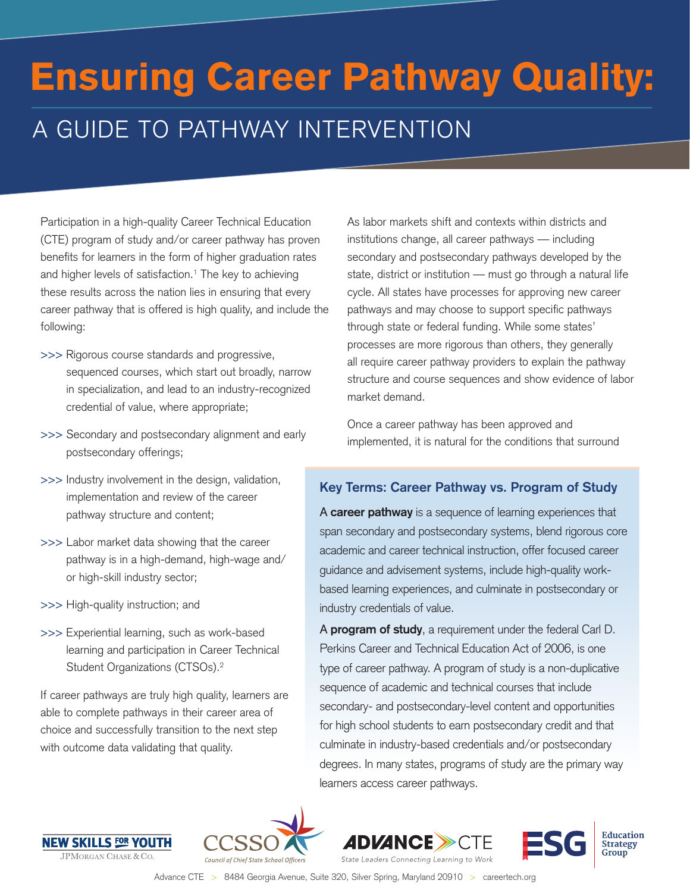# Ensuring Career Pathway Quality:

## A GUIDE TO PATHWAY INTERVENTION

Participation in a high-quality Career Technical Education (CTE) program of study and/or career pathway has proven benefits for learners in the form of higher graduation rates and higher levels of satisfaction.[1] The key to achieving these results across the nation lies in ensuring that every career pathway that is offered is high quality, and include the following:

- >>> Rigorous course standards and progressive, sequenced courses, which start out broadly, narrow in specialization, and lead to an industry-recognized credential of value, where appropriate;
- >>> Secondary and postsecondary alignment and early postsecondary offerings;
- >>> Industry involvement in the design, validation, implementation and review of the career pathway structure and content;
- >>> Labor market data showing that the career pathway is in a high-demand, high-wage and/or high-skill industry sector;
- >>> High-quality instruction; and
- >>> Experiential learning, such as work-based learning and participation in Career Technical Student Organizations (CTSOs).[2]

If career pathways are truly high quality, learners are able to complete pathways in their career area of choice and successfully transition to the next step with outcome data validating that quality.

As labor markets shift and contexts within districts and institutions change, all career pathways — including secondary and postsecondary pathways developed by the state, district or institution — must go through a natural life cycle. All states have processes for approving new career pathways and may choose to support specific pathways through state or federal funding. While some states' processes are more rigorous than others, they generally all require career pathway providers to explain the pathway structure and course sequences and show evidence of labor market demand.

Once a career pathway has been approved and implemented, it is natural for the conditions that surround

### Key Terms: Career Pathway vs. Program of Study

A **career pathway** is a sequence of learning experiences that span secondary and postsecondary systems, blend rigorous core academic and career technical instruction, offer focused career guidance and advisement systems, include high-quality work-based learning experiences, and culminate in postsecondary or industry credentials of value.

A **program of study**, a requirement under the federal Carl D. Perkins Career and Technical Education Act of 2006, is one type of career pathway. A program of study is a non-duplicative sequence of academic and technical courses that include secondary- and postsecondary-level content and opportunities for high school students to earn postsecondary credit and that culminate in industry-based credentials and/or postsecondary degrees. In many states, programs of study are the primary way learners access career pathways.

NEW SKILLS FOR YOUTH — JPMorgan Chase & Co. | CCSSO Council of Chief State School Officers | ADVANCE CTE State Leaders Connecting Learning to Work | ESG Education Strategy Group

Advance CTE > 8484 Georgia Avenue, Suite 320, Silver Spring, Maryland 20910 > careertech.org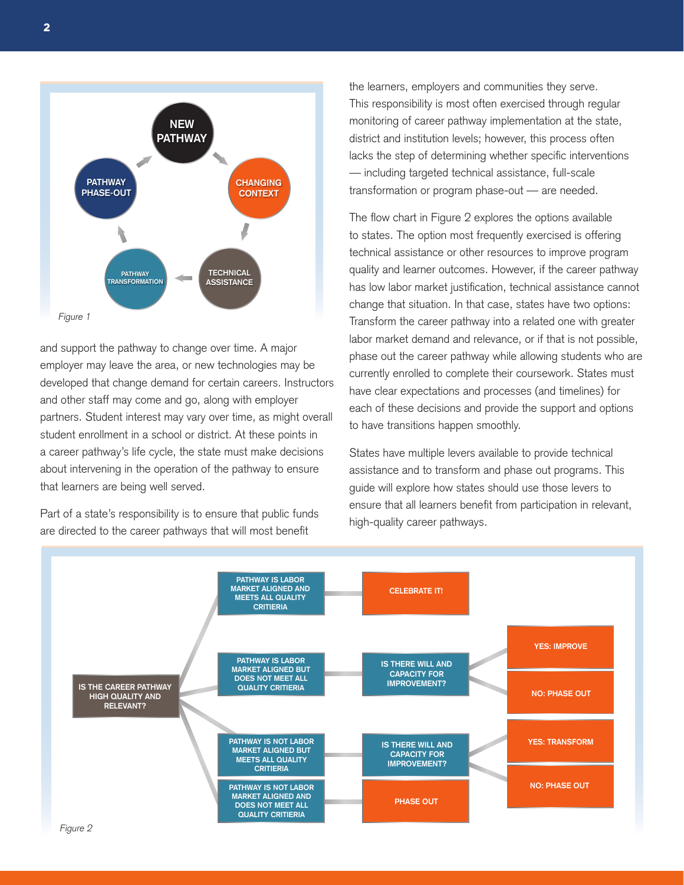NEW PATHWAY → CHANGING CONTEXT → TECHNICAL ASSISTANCE → PATHWAY TRANSFORMATION → PATHWAY PHASE-OUT → NEW PATHWAY

*Figure 1*

and support the pathway to change over time. A major employer may leave the area, or new technologies may be developed that change demand for certain careers. Instructors and other staff may come and go, along with employer partners. Student interest may vary over time, as might overall student enrollment in a school or district. At these points in a career pathway's life cycle, the state must make decisions about intervening in the operation of the pathway to ensure that learners are being well served.

Part of a state's responsibility is to ensure that public funds are directed to the career pathways that will most benefit the learners, employers and communities they serve. This responsibility is most often exercised through regular monitoring of career pathway implementation at the state, district and institution levels; however, this process often lacks the step of determining whether specific interventions — including targeted technical assistance, full-scale transformation or program phase-out — are needed.

The flow chart in Figure 2 explores the options available to states. The option most frequently exercised is offering technical assistance or other resources to improve program quality and learner outcomes. However, if the career pathway has low labor market justification, technical assistance cannot change that situation. In that case, states have two options: Transform the career pathway into a related one with greater labor market demand and relevance, or if that is not possible, phase out the career pathway while allowing students who are currently enrolled to complete their coursework. States must have clear expectations and processes (and timelines) for each of these decisions and provide the support and options to have transitions happen smoothly.

States have multiple levers available to provide technical assistance and to transform and phase out programs. This guide will explore how states should use those levers to ensure that all learners benefit from participation in relevant, high-quality career pathways.

**IS THE CAREER PATHWAY HIGH QUALITY AND RELEVANT?**

- **PATHWAY IS LABOR MARKET ALIGNED AND MEETS ALL QUALITY CRITIERIA** → **CELEBRATE IT!**
- **PATHWAY IS LABOR MARKET ALIGNED BUT DOES NOT MEET ALL QUALITY CRITIERIA** → **IS THERE WILL AND CAPACITY FOR IMPROVEMENT?**
  - **YES: IMPROVE**
  - **NO: PHASE OUT**
- **PATHWAY IS NOT LABOR MARKET ALIGNED BUT MEETS ALL QUALITY CRITIERIA** → **IS THERE WILL AND CAPACITY FOR IMPROVEMENT?**
  - **YES: TRANSFORM**
  - **NO: PHASE OUT**
- **PATHWAY IS NOT LABOR MARKET ALIGNED AND DOES NOT MEET ALL QUALITY CRITIERIA** → **PHASE OUT**

*Figure 2*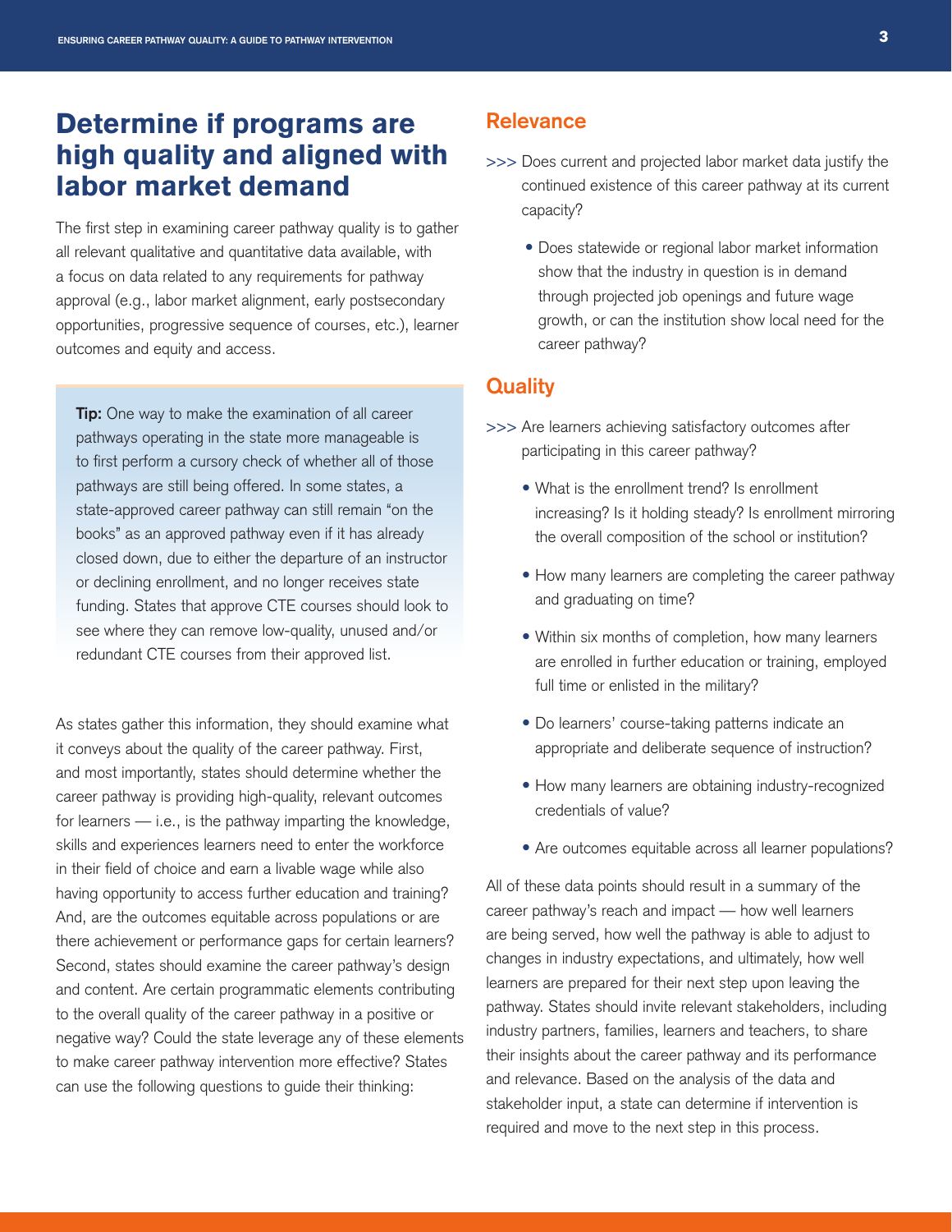## Determine if programs are high quality and aligned with labor market demand

The first step in examining career pathway quality is to gather all relevant qualitative and quantitative data available, with a focus on data related to any requirements for pathway approval (e.g., labor market alignment, early postsecondary opportunities, progressive sequence of courses, etc.), learner outcomes and equity and access.

> **Tip:** One way to make the examination of all career pathways operating in the state more manageable is to first perform a cursory check of whether all of those pathways are still being offered. In some states, a state-approved career pathway can still remain "on the books" as an approved pathway even if it has already closed down, due to either the departure of an instructor or declining enrollment, and no longer receives state funding. States that approve CTE courses should look to see where they can remove low-quality, unused and/or redundant CTE courses from their approved list.

As states gather this information, they should examine what it conveys about the quality of the career pathway. First, and most importantly, states should determine whether the career pathway is providing high-quality, relevant outcomes for learners — i.e., is the pathway imparting the knowledge, skills and experiences learners need to enter the workforce in their field of choice and earn a livable wage while also having opportunity to access further education and training? And, are the outcomes equitable across populations or are there achievement or performance gaps for certain learners? Second, states should examine the career pathway's design and content. Are certain programmatic elements contributing to the overall quality of the career pathway in a positive or negative way? Could the state leverage any of these elements to make career pathway intervention more effective? States can use the following questions to guide their thinking:

### Relevance

>>> Does current and projected labor market data justify the continued existence of this career pathway at its current capacity?

- Does statewide or regional labor market information show that the industry in question is in demand through projected job openings and future wage growth, or can the institution show local need for the career pathway?

### Quality

>>> Are learners achieving satisfactory outcomes after participating in this career pathway?

- What is the enrollment trend? Is enrollment increasing? Is it holding steady? Is enrollment mirroring the overall composition of the school or institution?
- How many learners are completing the career pathway and graduating on time?
- Within six months of completion, how many learners are enrolled in further education or training, employed full time or enlisted in the military?
- Do learners' course-taking patterns indicate an appropriate and deliberate sequence of instruction?
- How many learners are obtaining industry-recognized credentials of value?
- Are outcomes equitable across all learner populations?

All of these data points should result in a summary of the career pathway's reach and impact — how well learners are being served, how well the pathway is able to adjust to changes in industry expectations, and ultimately, how well learners are prepared for their next step upon leaving the pathway. States should invite relevant stakeholders, including industry partners, families, learners and teachers, to share their insights about the career pathway and its performance and relevance. Based on the analysis of the data and stakeholder input, a state can determine if intervention is required and move to the next step in this process.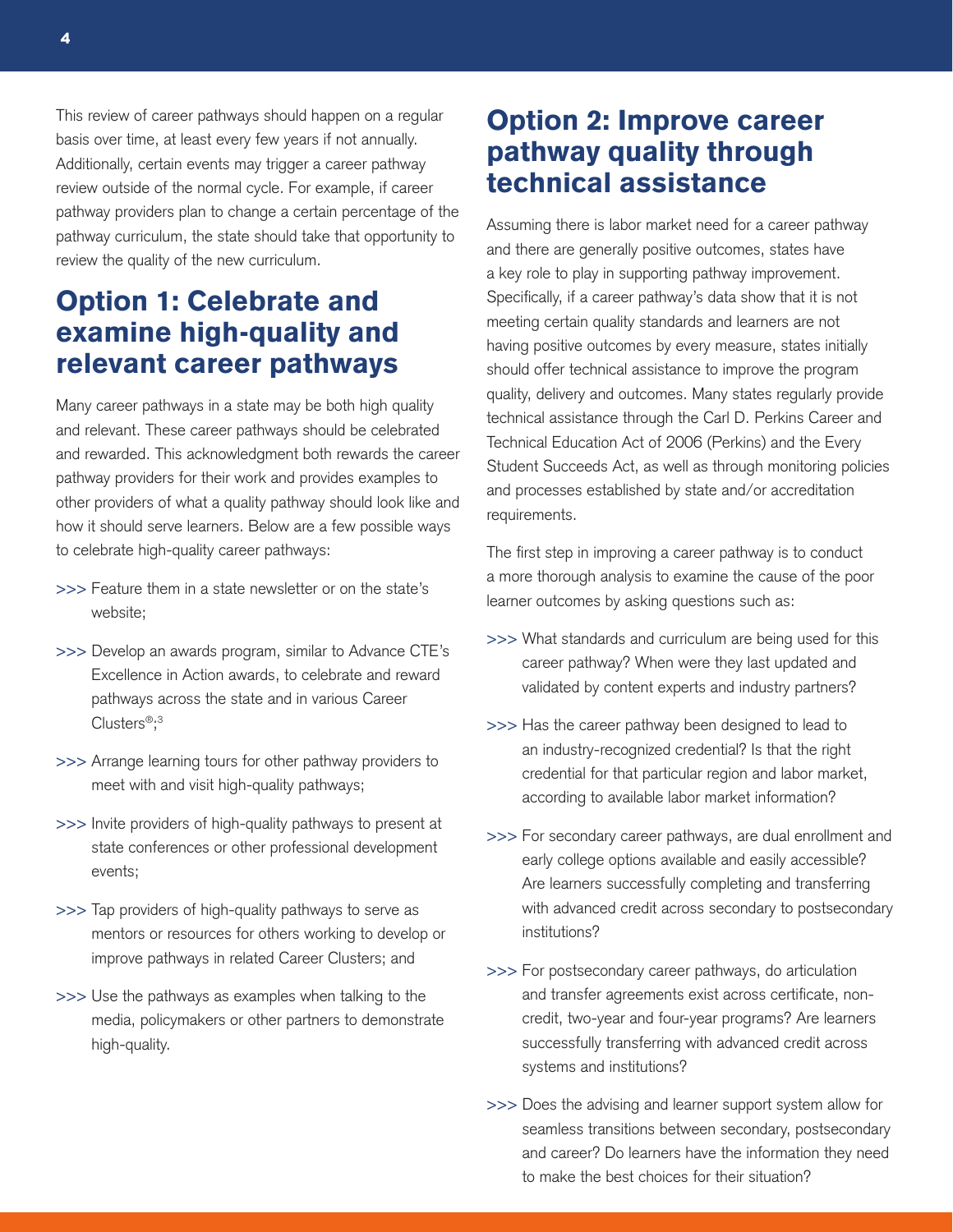This review of career pathways should happen on a regular basis over time, at least every few years if not annually. Additionally, certain events may trigger a career pathway review outside of the normal cycle. For example, if career pathway providers plan to change a certain percentage of the pathway curriculum, the state should take that opportunity to review the quality of the new curriculum.

## Option 1: Celebrate and examine high-quality and relevant career pathways

Many career pathways in a state may be both high quality and relevant. These career pathways should be celebrated and rewarded. This acknowledgment both rewards the career pathway providers for their work and provides examples to other providers of what a quality pathway should look like and how it should serve learners. Below are a few possible ways to celebrate high-quality career pathways:

- >>> Feature them in a state newsletter or on the state's website;
- >>> Develop an awards program, similar to Advance CTE's Excellence in Action awards, to celebrate and reward pathways across the state and in various Career Clusters®;[3]
- >>> Arrange learning tours for other pathway providers to meet with and visit high-quality pathways;
- >>> Invite providers of high-quality pathways to present at state conferences or other professional development events;
- >>> Tap providers of high-quality pathways to serve as mentors or resources for others working to develop or improve pathways in related Career Clusters; and
- >>> Use the pathways as examples when talking to the media, policymakers or other partners to demonstrate high-quality.

## Option 2: Improve career pathway quality through technical assistance

Assuming there is labor market need for a career pathway and there are generally positive outcomes, states have a key role to play in supporting pathway improvement. Specifically, if a career pathway's data show that it is not meeting certain quality standards and learners are not having positive outcomes by every measure, states initially should offer technical assistance to improve the program quality, delivery and outcomes. Many states regularly provide technical assistance through the Carl D. Perkins Career and Technical Education Act of 2006 (Perkins) and the Every Student Succeeds Act, as well as through monitoring policies and processes established by state and/or accreditation requirements.

The first step in improving a career pathway is to conduct a more thorough analysis to examine the cause of the poor learner outcomes by asking questions such as:

- >>> What standards and curriculum are being used for this career pathway? When were they last updated and validated by content experts and industry partners?
- >>> Has the career pathway been designed to lead to an industry-recognized credential? Is that the right credential for that particular region and labor market, according to available labor market information?
- >>> For secondary career pathways, are dual enrollment and early college options available and easily accessible? Are learners successfully completing and transferring with advanced credit across secondary to postsecondary institutions?
- >>> For postsecondary career pathways, do articulation and transfer agreements exist across certificate, non-credit, two-year and four-year programs? Are learners successfully transferring with advanced credit across systems and institutions?
- >>> Does the advising and learner support system allow for seamless transitions between secondary, postsecondary and career? Do learners have the information they need to make the best choices for their situation?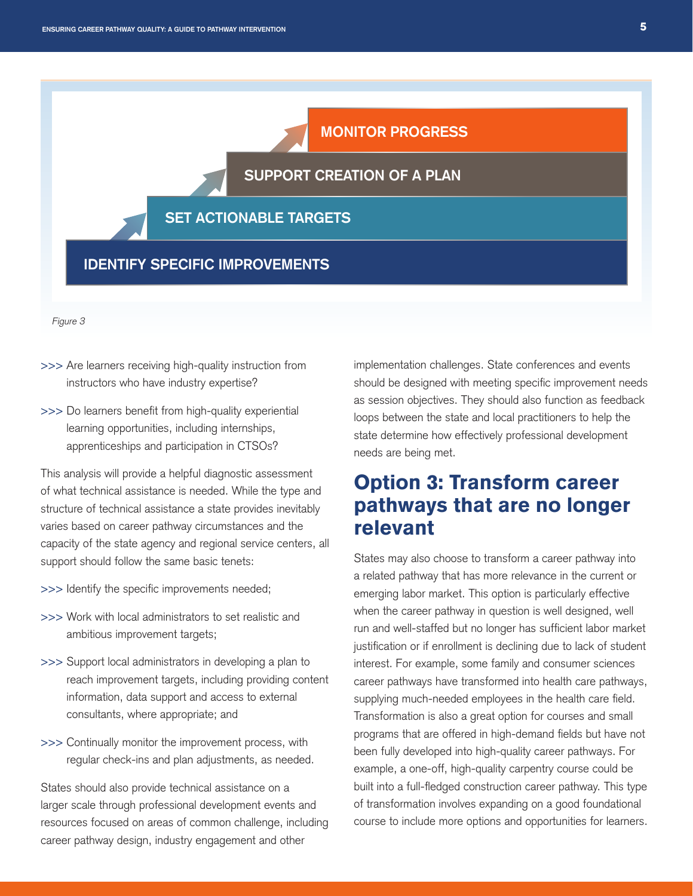MONITOR PROGRESS

SUPPORT CREATION OF A PLAN

SET ACTIONABLE TARGETS

IDENTIFY SPECIFIC IMPROVEMENTS

*Figure 3*

>>> Are learners receiving high-quality instruction from instructors who have industry expertise?

>>> Do learners benefit from high-quality experiential learning opportunities, including internships, apprenticeships and participation in CTSOs?

This analysis will provide a helpful diagnostic assessment of what technical assistance is needed. While the type and structure of technical assistance a state provides inevitably varies based on career pathway circumstances and the capacity of the state agency and regional service centers, all support should follow the same basic tenets:

>>> Identify the specific improvements needed;

>>> Work with local administrators to set realistic and ambitious improvement targets;

>>> Support local administrators in developing a plan to reach improvement targets, including providing content information, data support and access to external consultants, where appropriate; and

>>> Continually monitor the improvement process, with regular check-ins and plan adjustments, as needed.

States should also provide technical assistance on a larger scale through professional development events and resources focused on areas of common challenge, including career pathway design, industry engagement and other implementation challenges. State conferences and events should be designed with meeting specific improvement needs as session objectives. They should also function as feedback loops between the state and local practitioners to help the state determine how effectively professional development needs are being met.

## Option 3: Transform career pathways that are no longer relevant

States may also choose to transform a career pathway into a related pathway that has more relevance in the current or emerging labor market. This option is particularly effective when the career pathway in question is well designed, well run and well-staffed but no longer has sufficient labor market justification or if enrollment is declining due to lack of student interest. For example, some family and consumer sciences career pathways have transformed into health care pathways, supplying much-needed employees in the health care field. Transformation is also a great option for courses and small programs that are offered in high-demand fields but have not been fully developed into high-quality career pathways. For example, a one-off, high-quality carpentry course could be built into a full-fledged construction career pathway. This type of transformation involves expanding on a good foundational course to include more options and opportunities for learners.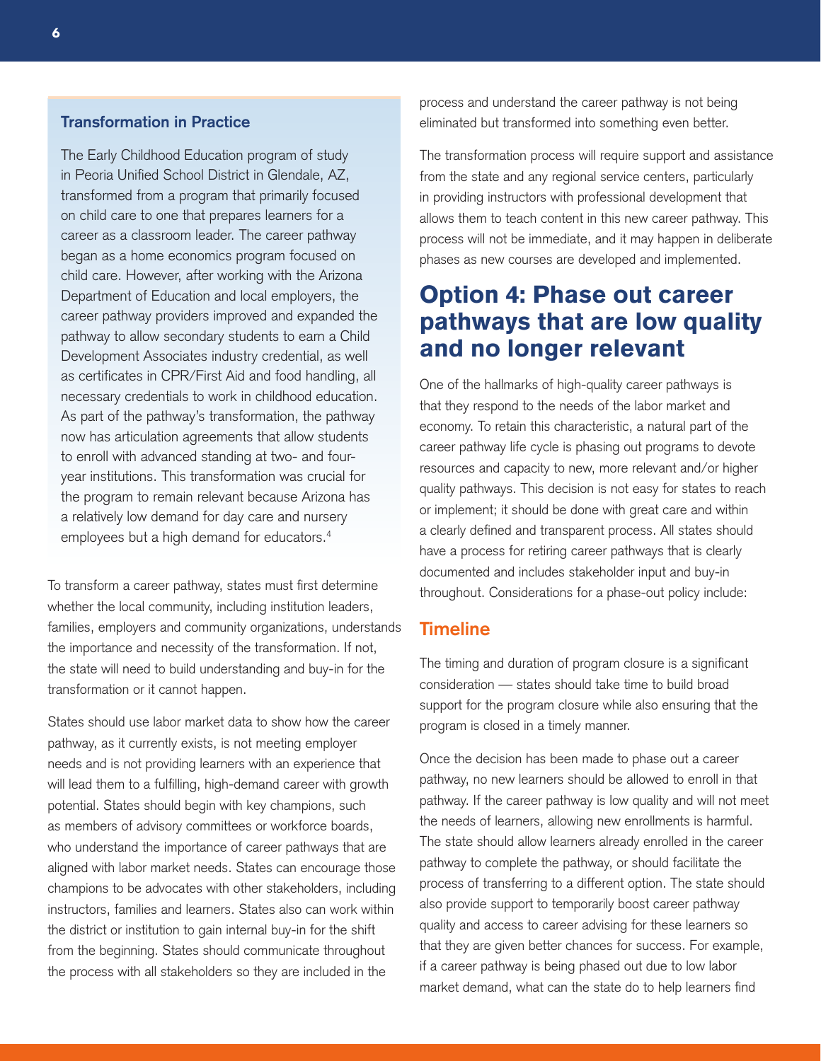### Transformation in Practice

The Early Childhood Education program of study in Peoria Unified School District in Glendale, AZ, transformed from a program that primarily focused on child care to one that prepares learners for a career as a classroom leader. The career pathway began as a home economics program focused on child care. However, after working with the Arizona Department of Education and local employers, the career pathway providers improved and expanded the pathway to allow secondary students to earn a Child Development Associates industry credential, as well as certificates in CPR/First Aid and food handling, all necessary credentials to work in childhood education. As part of the pathway's transformation, the pathway now has articulation agreements that allow students to enroll with advanced standing at two- and four-year institutions. This transformation was crucial for the program to remain relevant because Arizona has a relatively low demand for day care and nursery employees but a high demand for educators.[4]

To transform a career pathway, states must first determine whether the local community, including institution leaders, families, employers and community organizations, understands the importance and necessity of the transformation. If not, the state will need to build understanding and buy-in for the transformation or it cannot happen.

States should use labor market data to show how the career pathway, as it currently exists, is not meeting employer needs and is not providing learners with an experience that will lead them to a fulfilling, high-demand career with growth potential. States should begin with key champions, such as members of advisory committees or workforce boards, who understand the importance of career pathways that are aligned with labor market needs. States can encourage those champions to be advocates with other stakeholders, including instructors, families and learners. States also can work within the district or institution to gain internal buy-in for the shift from the beginning. States should communicate throughout the process with all stakeholders so they are included in the process and understand the career pathway is not being eliminated but transformed into something even better.

The transformation process will require support and assistance from the state and any regional service centers, particularly in providing instructors with professional development that allows them to teach content in this new career pathway. This process will not be immediate, and it may happen in deliberate phases as new courses are developed and implemented.

## Option 4: Phase out career pathways that are low quality and no longer relevant

One of the hallmarks of high-quality career pathways is that they respond to the needs of the labor market and economy. To retain this characteristic, a natural part of the career pathway life cycle is phasing out programs to devote resources and capacity to new, more relevant and/or higher quality pathways. This decision is not easy for states to reach or implement; it should be done with great care and within a clearly defined and transparent process. All states should have a process for retiring career pathways that is clearly documented and includes stakeholder input and buy-in throughout. Considerations for a phase-out policy include:

### Timeline

The timing and duration of program closure is a significant consideration — states should take time to build broad support for the program closure while also ensuring that the program is closed in a timely manner.

Once the decision has been made to phase out a career pathway, no new learners should be allowed to enroll in that pathway. If the career pathway is low quality and will not meet the needs of learners, allowing new enrollments is harmful. The state should allow learners already enrolled in the career pathway to complete the pathway, or should facilitate the process of transferring to a different option. The state should also provide support to temporarily boost career pathway quality and access to career advising for these learners so that they are given better chances for success. For example, if a career pathway is being phased out due to low labor market demand, what can the state do to help learners find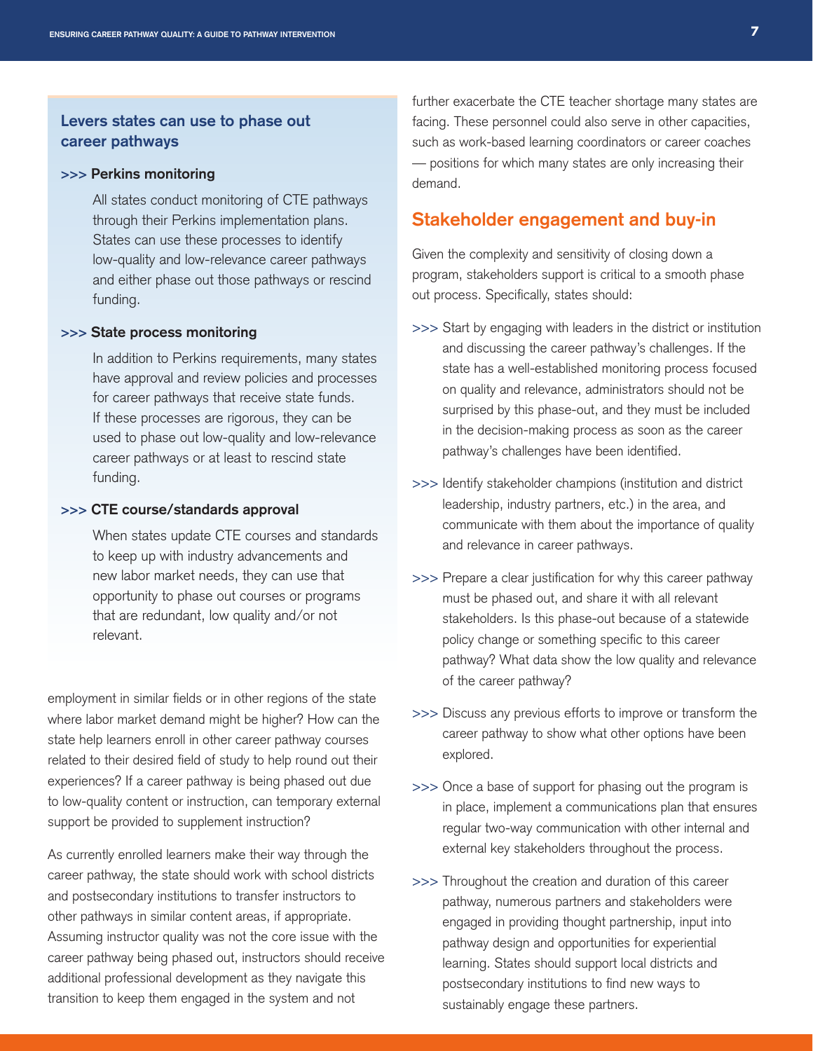### Levers states can use to phase out career pathways

**>>> Perkins monitoring**

All states conduct monitoring of CTE pathways through their Perkins implementation plans. States can use these processes to identify low-quality and low-relevance career pathways and either phase out those pathways or rescind funding.

**>>> State process monitoring**

In addition to Perkins requirements, many states have approval and review policies and processes for career pathways that receive state funds. If these processes are rigorous, they can be used to phase out low-quality and low-relevance career pathways or at least to rescind state funding.

**>>> CTE course/standards approval**

When states update CTE courses and standards to keep up with industry advancements and new labor market needs, they can use that opportunity to phase out courses or programs that are redundant, low quality and/or not relevant.

employment in similar fields or in other regions of the state where labor market demand might be higher? How can the state help learners enroll in other career pathway courses related to their desired field of study to help round out their experiences? If a career pathway is being phased out due to low-quality content or instruction, can temporary external support be provided to supplement instruction?

As currently enrolled learners make their way through the career pathway, the state should work with school districts and postsecondary institutions to transfer instructors to other pathways in similar content areas, if appropriate. Assuming instructor quality was not the core issue with the career pathway being phased out, instructors should receive additional professional development as they navigate this transition to keep them engaged in the system and not further exacerbate the CTE teacher shortage many states are facing. These personnel could also serve in other capacities, such as work-based learning coordinators or career coaches — positions for which many states are only increasing their demand.

## Stakeholder engagement and buy-in

Given the complexity and sensitivity of closing down a program, stakeholders support is critical to a smooth phase out process. Specifically, states should:

- >>> Start by engaging with leaders in the district or institution and discussing the career pathway's challenges. If the state has a well-established monitoring process focused on quality and relevance, administrators should not be surprised by this phase-out, and they must be included in the decision-making process as soon as the career pathway's challenges have been identified.
- >>> Identify stakeholder champions (institution and district leadership, industry partners, etc.) in the area, and communicate with them about the importance of quality and relevance in career pathways.
- >>> Prepare a clear justification for why this career pathway must be phased out, and share it with all relevant stakeholders. Is this phase-out because of a statewide policy change or something specific to this career pathway? What data show the low quality and relevance of the career pathway?
- >>> Discuss any previous efforts to improve or transform the career pathway to show what other options have been explored.
- >>> Once a base of support for phasing out the program is in place, implement a communications plan that ensures regular two-way communication with other internal and external key stakeholders throughout the process.
- >>> Throughout the creation and duration of this career pathway, numerous partners and stakeholders were engaged in providing thought partnership, input into pathway design and opportunities for experiential learning. States should support local districts and postsecondary institutions to find new ways to sustainably engage these partners.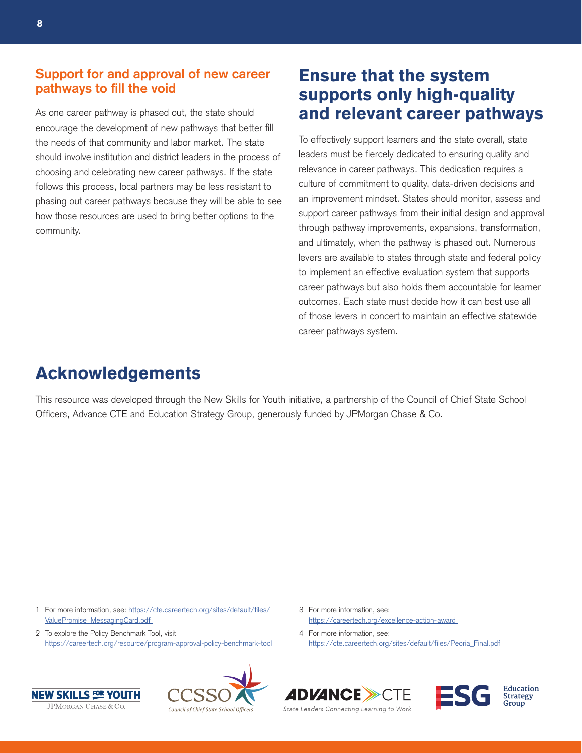### Support for and approval of new career pathways to fill the void

As one career pathway is phased out, the state should encourage the development of new pathways that better fill the needs of that community and labor market. The state should involve institution and district leaders in the process of choosing and celebrating new career pathways. If the state follows this process, local partners may be less resistant to phasing out career pathways because they will be able to see how those resources are used to bring better options to the community.

## Ensure that the system supports only high-quality and relevant career pathways

To effectively support learners and the state overall, state leaders must be fiercely dedicated to ensuring quality and relevance in career pathways. This dedication requires a culture of commitment to quality, data-driven decisions and an improvement mindset. States should monitor, assess and support career pathways from their initial design and approval through pathway improvements, expansions, transformation, and ultimately, when the pathway is phased out. Numerous levers are available to states through state and federal policy to implement an effective evaluation system that supports career pathways but also holds them accountable for learner outcomes. Each state must decide how it can best use all of those levers in concert to maintain an effective statewide career pathways system.

## Acknowledgements

This resource was developed through the New Skills for Youth initiative, a partnership of the Council of Chief State School Officers, Advance CTE and Education Strategy Group, generously funded by JPMorgan Chase & Co.

1 For more information, see: https://cte.careertech.org/sites/default/files/ValuePromise_MessagingCard.pdf

2 To explore the Policy Benchmark Tool, visit https://careertech.org/resource/program-approval-policy-benchmark-tool

3 For more information, see: https://careertech.org/excellence-action-award

4 For more information, see: https://cte.careertech.org/sites/default/files/Peoria_Final.pdf

NEW SKILLS FOR YOUTH
JPMorgan Chase & Co.

CCSSO
Council of Chief State School Officers

ADVANCE CTE
State Leaders Connecting Learning to Work

ESG
Education Strategy Group